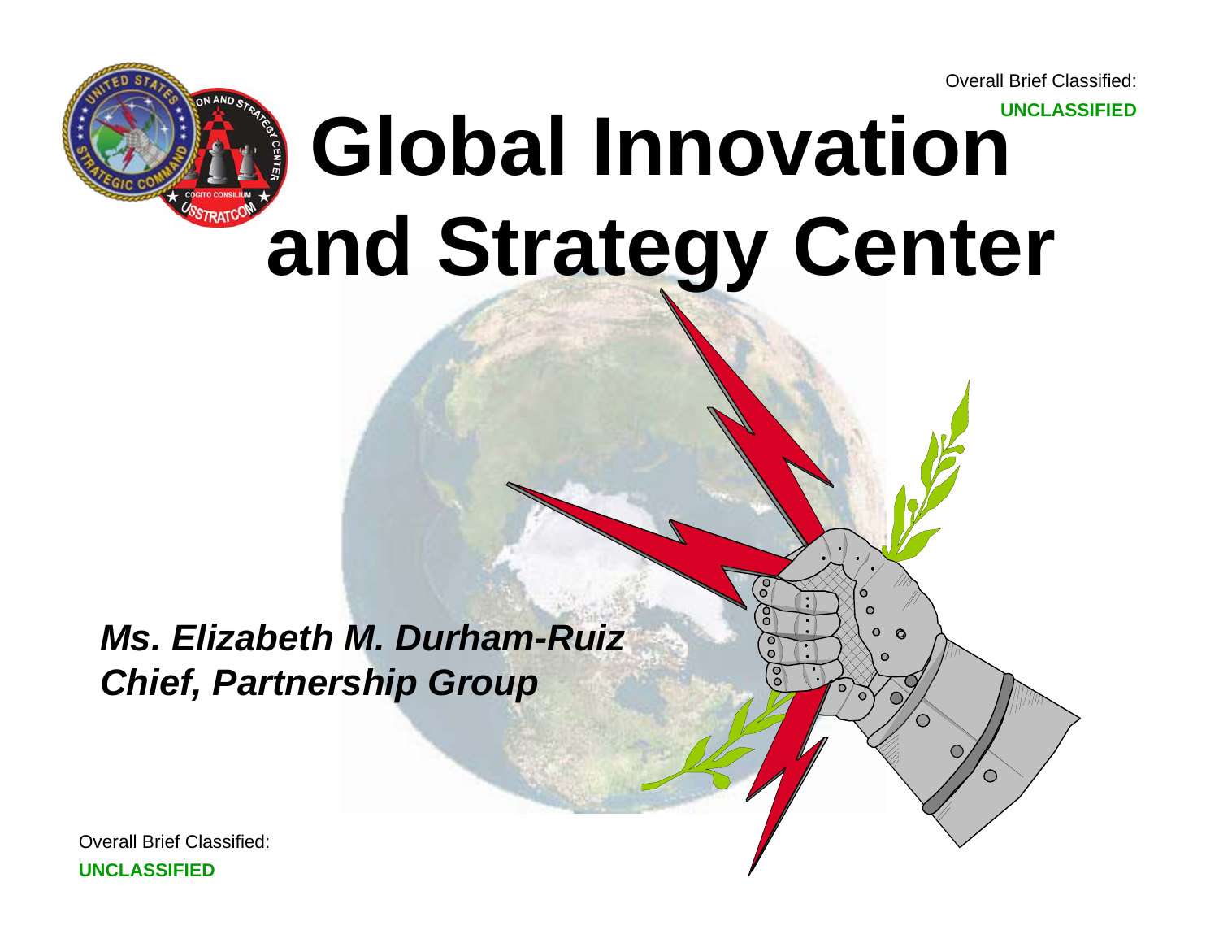Overall Brief Classified:
**UNCLASSIFIED**

# Global Innovation and Strategy Center

***Ms. Elizabeth M. Durham-Ruiz***
***Chief, Partnership Group***

Overall Brief Classified:
**UNCLASSIFIED**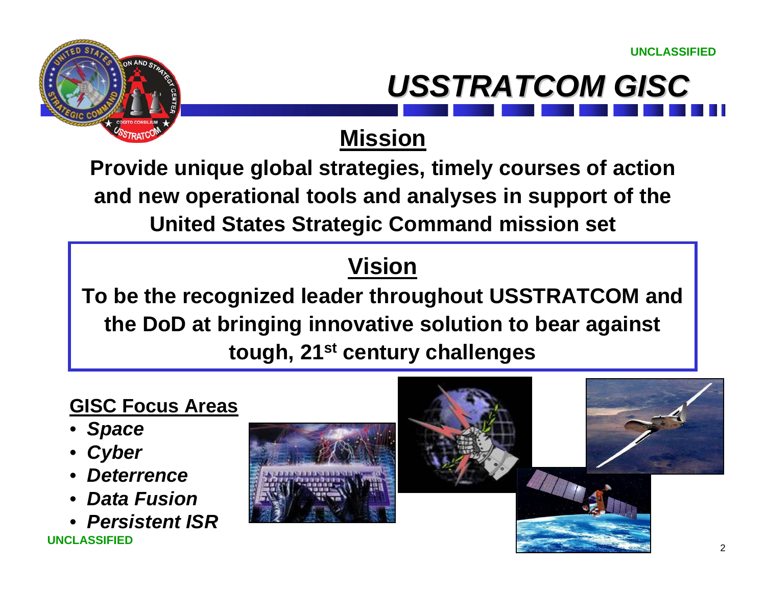UNCLASSIFIED

# *USSTRATCOM GISC*

## Mission

**Provide unique global strategies, timely courses of action and new operational tools and analyses in support of the United States Strategic Command mission set**

## Vision

**To be the recognized leader throughout USSTRATCOM and the DoD at bringing innovative solution to bear against tough, 21st century challenges**

### GISC Focus Areas

- ***Space***
- ***Cyber***
- ***Deterrence***
- ***Data Fusion***
- ***Persistent ISR***

UNCLASSIFIED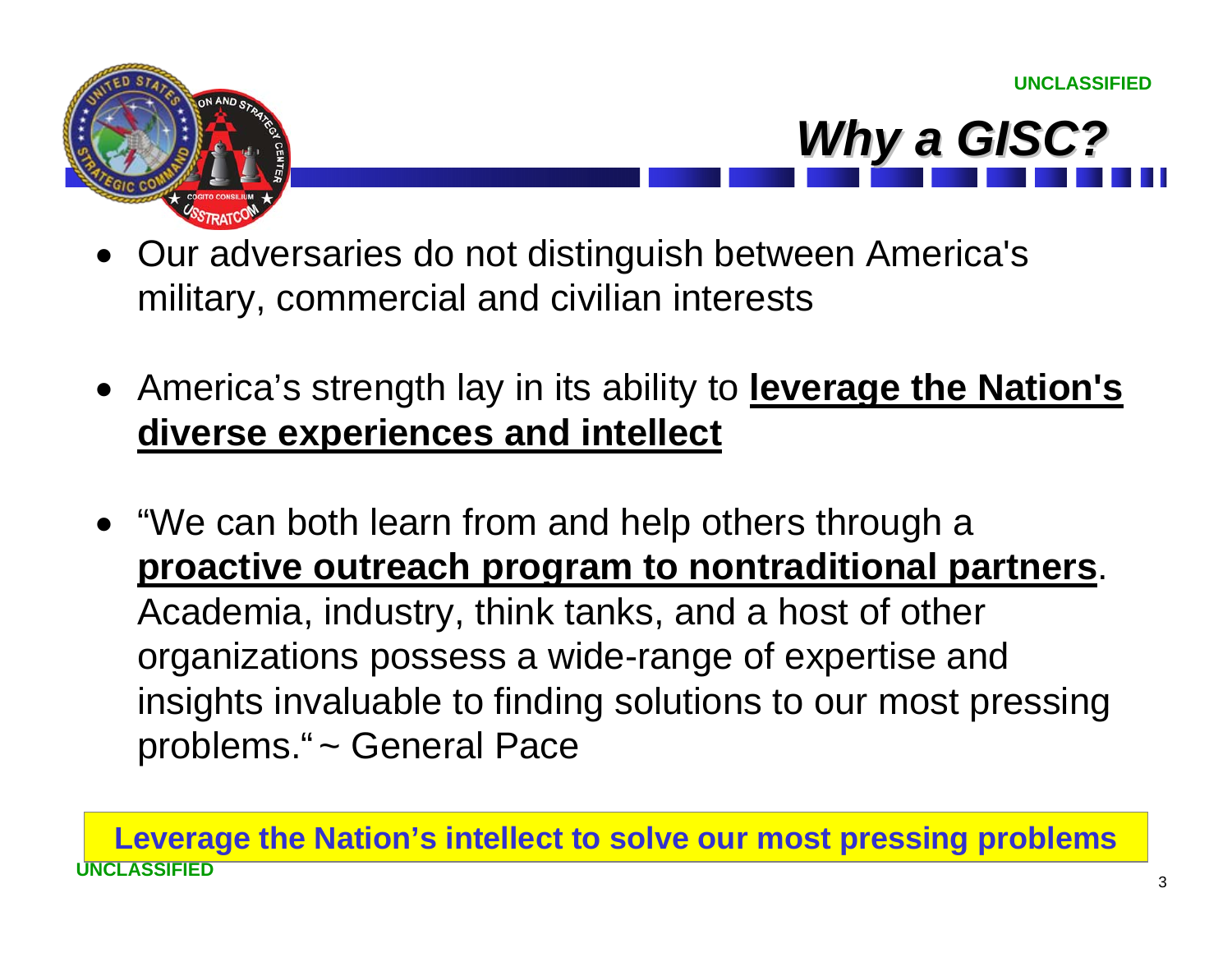UNCLASSIFIED

# *Why a GISC?*

- Our adversaries do not distinguish between America's military, commercial and civilian interests

- America's strength lay in its ability to **leverage the Nation's diverse experiences and intellect**

- "We can both learn from and help others through a **proactive outreach program to nontraditional partners**. Academia, industry, think tanks, and a host of other organizations possess a wide-range of expertise and insights invaluable to finding solutions to our most pressing problems." ~ General Pace

**Leverage the Nation's intellect to solve our most pressing problems**

UNCLASSIFIED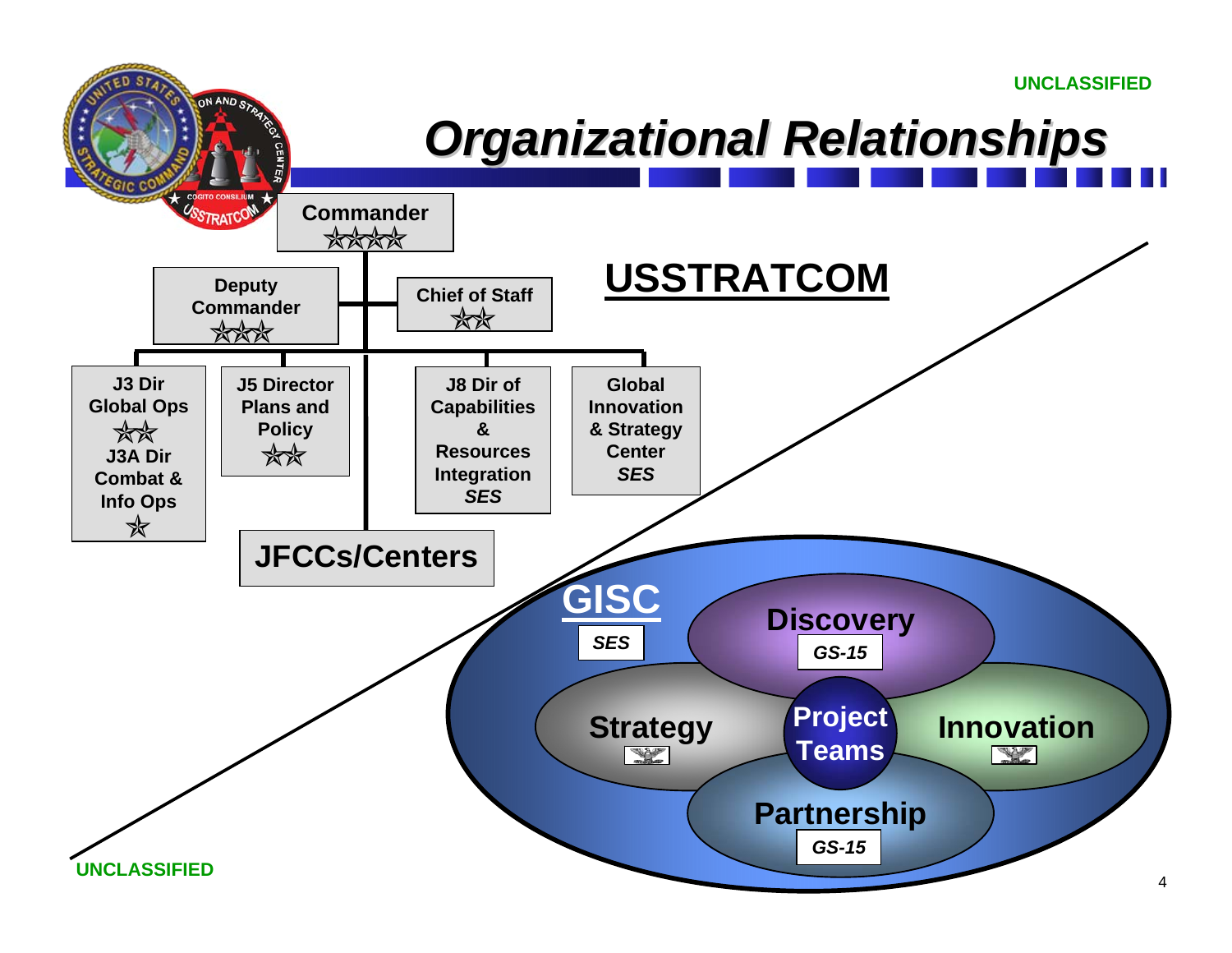# Organizational Relationships

## USSTRATCOM

**Commander** ☆☆☆☆

**Deputy Commander** ☆☆☆

**Chief of Staff** ☆☆

- **J3 Dir Global Ops** ☆☆
  - **J3A Dir Combat & Info Ops** ☆
- **J5 Director Plans and Policy** ☆☆
- **J8 Dir of Capabilities & Resources Integration** *SES*
- **Global Innovation & Strategy Center** *SES*

**JFCCs/Centers**

## GISC

*SES*

- **Discovery** — *GS-15*
- **Strategy**
- **Innovation**
- **Partnership** — *GS-15*
- **Project Teams**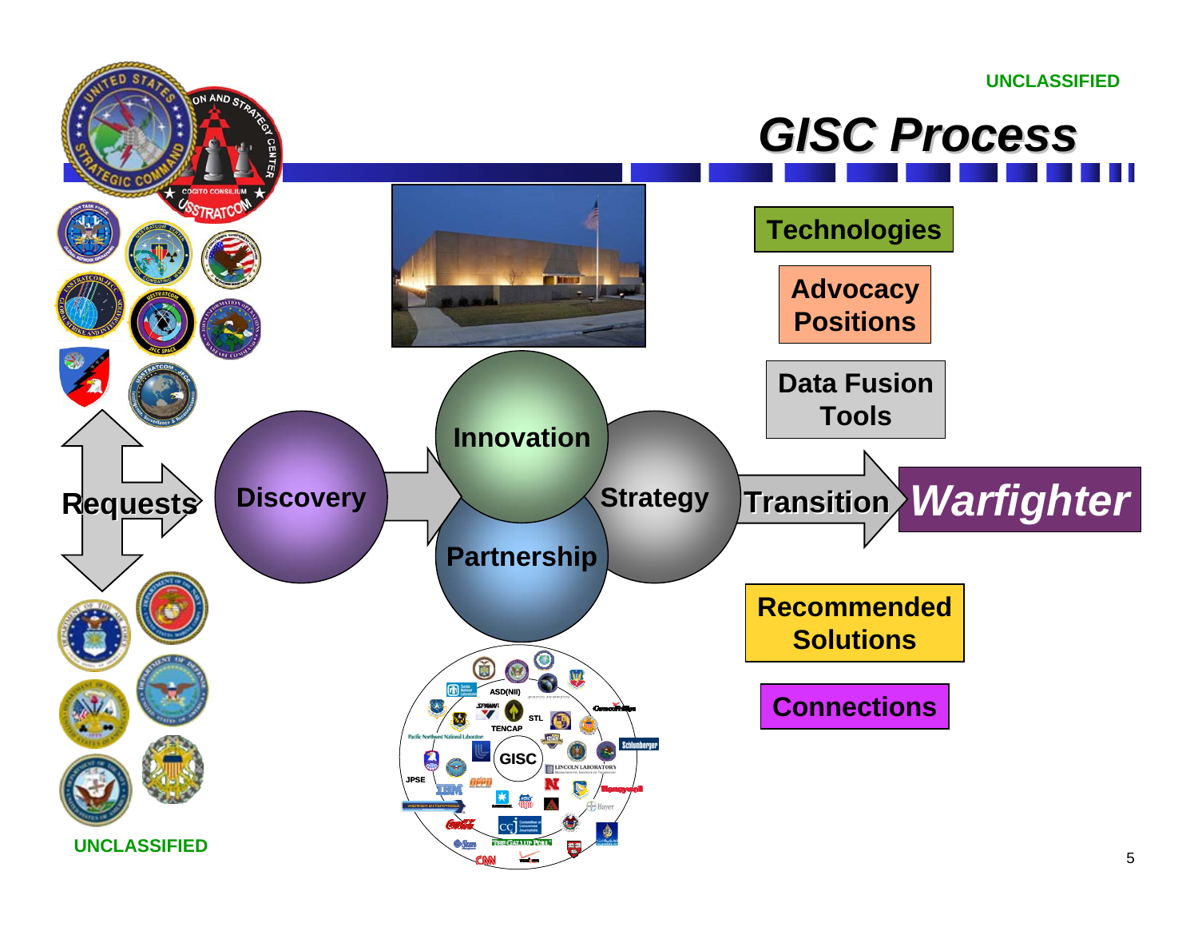UNCLASSIFIED

# GISC Process

Requests

Discovery

Innovation

Partnership

Strategy

Transition

Warfighter

Technologies

Advocacy Positions

Data Fusion Tools

Recommended Solutions

Connections

UNCLASSIFIED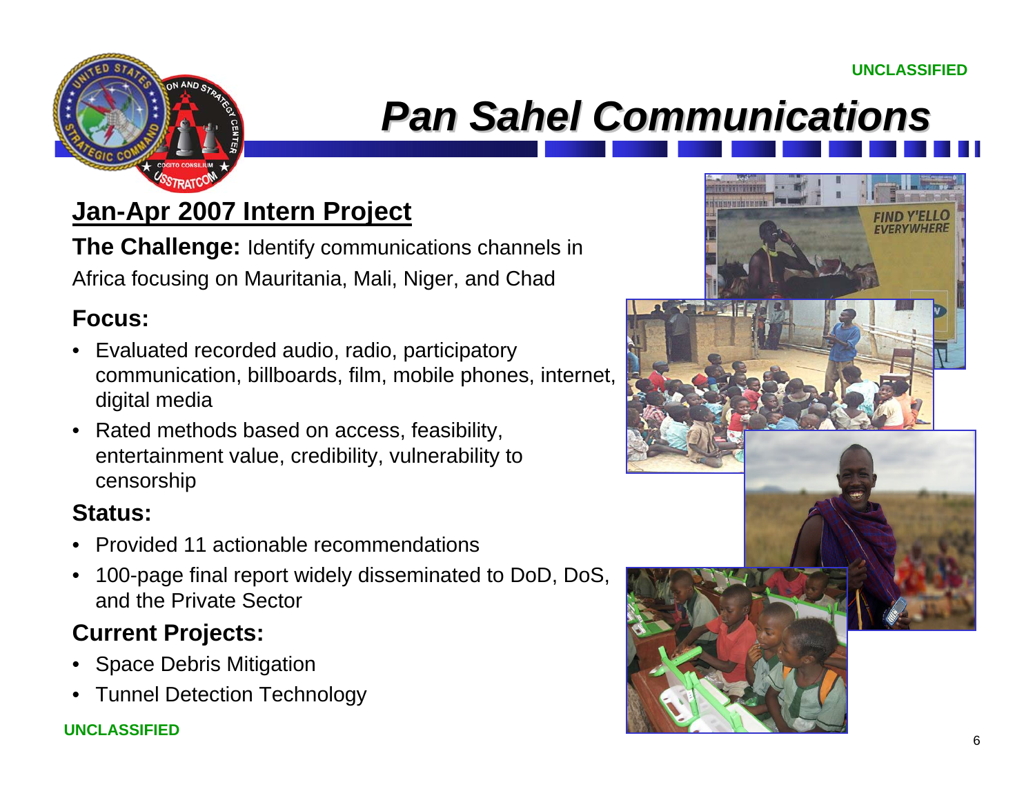UNCLASSIFIED

# Pan Sahel Communications

## Jan-Apr 2007 Intern Project

**The Challenge:** Identify communications channels in Africa focusing on Mauritania, Mali, Niger, and Chad

### Focus:

- Evaluated recorded audio, radio, participatory communication, billboards, film, mobile phones, internet, digital media
- Rated methods based on access, feasibility, entertainment value, credibility, vulnerability to censorship

### Status:

- Provided 11 actionable recommendations
- 100-page final report widely disseminated to DoD, DoS, and the Private Sector

### Current Projects:

- Space Debris Mitigation
- Tunnel Detection Technology

UNCLASSIFIED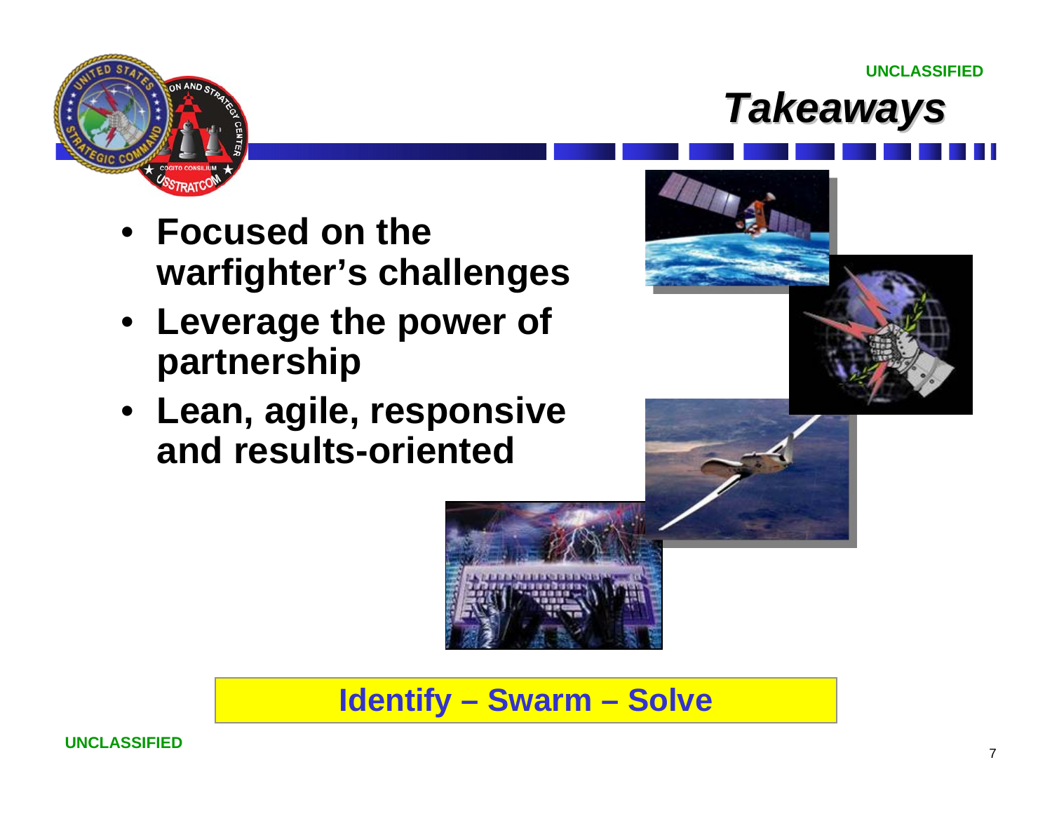# *Takeaways*

- **Focused on the warfighter's challenges**
- **Leverage the power of partnership**
- **Lean, agile, responsive and results-oriented**

**Identify – Swarm – Solve**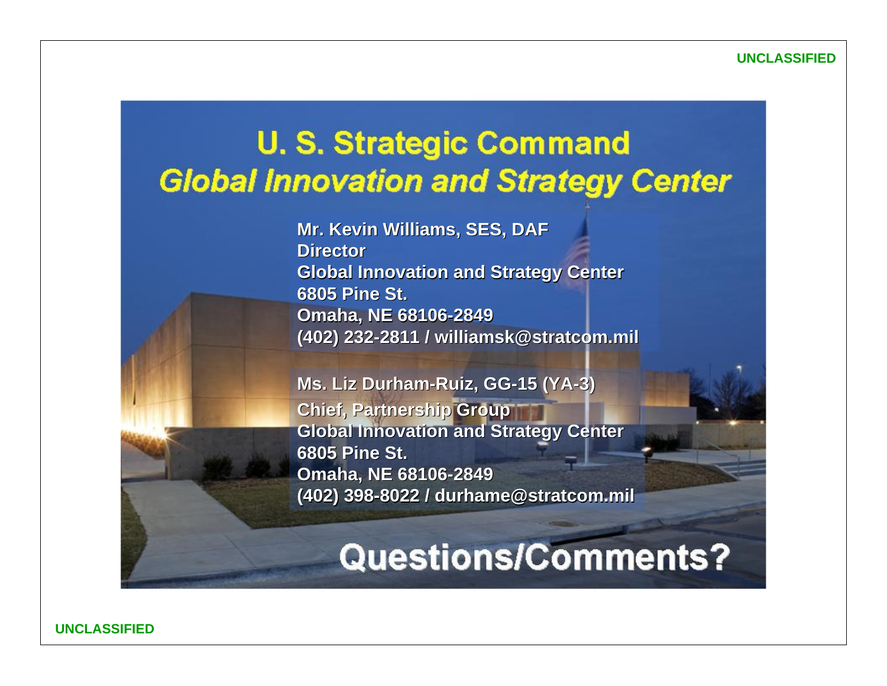# U. S. Strategic Command

## *Global Innovation and Strategy Center*

**Mr. Kevin Williams, SES, DAF**
**Director**
**Global Innovation and Strategy Center**
**6805 Pine St.**
**Omaha, NE 68106-2849**
**(402) 232-2811 / williamsk@stratcom.mil**

**Ms. Liz Durham-Ruiz, GG-15 (YA-3)**
**Chief, Partnership Group**
**Global Innovation and Strategy Center**
**6805 Pine St.**
**Omaha, NE 68106-2849**
**(402) 398-8022 / durhame@stratcom.mil**

# Questions/Comments?